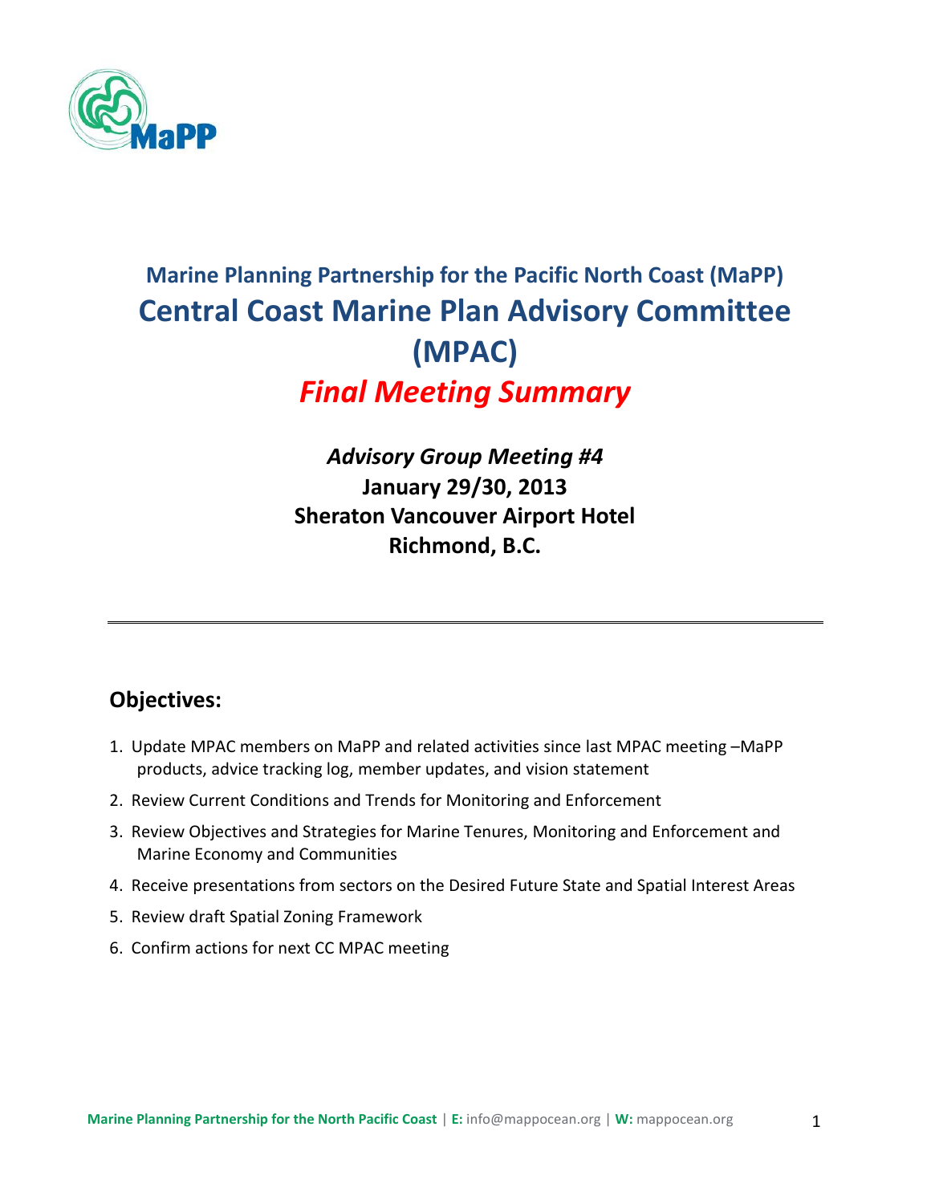## Marine Planning Partnership for the Pacific North Coast (MaPP)

# Central Coast Marine Plan Advisory Committee (MPAC)

## *Final Meeting Summary*

***Advisory Group Meeting #4***

**January 29/30, 2013**

**Sheraton Vancouver Airport Hotel**

**Richmond, B.C.**

---

## Objectives:

1. Update MPAC members on MaPP and related activities since last MPAC meeting –MaPP products, advice tracking log, member updates, and vision statement
2. Review Current Conditions and Trends for Monitoring and Enforcement
3. Review Objectives and Strategies for Marine Tenures, Monitoring and Enforcement and Marine Economy and Communities
4. Receive presentations from sectors on the Desired Future State and Spatial Interest Areas
5. Review draft Spatial Zoning Framework
6. Confirm actions for next CC MPAC meeting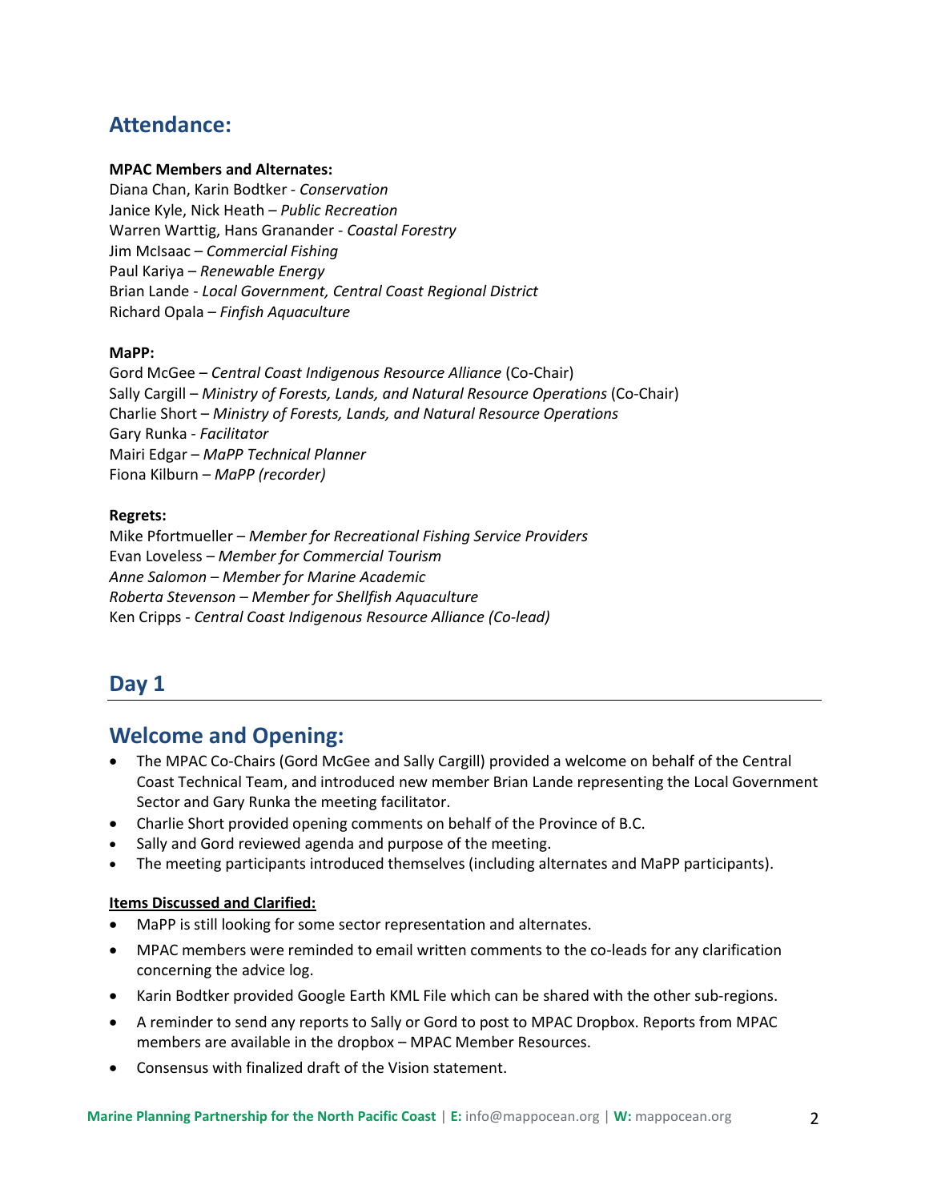## Attendance:

**MPAC Members and Alternates:**
Diana Chan, Karin Bodtker - *Conservation*
Janice Kyle, Nick Heath – *Public Recreation*
Warren Warttig, Hans Granander - *Coastal Forestry*
Jim McIsaac – *Commercial Fishing*
Paul Kariya – *Renewable Energy*
Brian Lande - *Local Government, Central Coast Regional District*
Richard Opala – *Finfish Aquaculture*

**MaPP:**
Gord McGee – *Central Coast Indigenous Resource Alliance* (Co-Chair)
Sally Cargill – *Ministry of Forests, Lands, and Natural Resource Operations* (Co-Chair)
Charlie Short – *Ministry of Forests, Lands, and Natural Resource Operations*
Gary Runka - *Facilitator*
Mairi Edgar – *MaPP Technical Planner*
Fiona Kilburn – *MaPP (recorder)*

**Regrets:**
Mike Pfortmueller – *Member for Recreational Fishing Service Providers*
Evan Loveless – *Member for Commercial Tourism*
*Anne Salomon – Member for Marine Academic*
*Roberta Stevenson – Member for Shellfish Aquaculture*
Ken Cripps - *Central Coast Indigenous Resource Alliance (Co-lead)*

## Day 1

## Welcome and Opening:

- The MPAC Co-Chairs (Gord McGee and Sally Cargill) provided a welcome on behalf of the Central Coast Technical Team, and introduced new member Brian Lande representing the Local Government Sector and Gary Runka the meeting facilitator.
- Charlie Short provided opening comments on behalf of the Province of B.C.
- Sally and Gord reviewed agenda and purpose of the meeting.
- The meeting participants introduced themselves (including alternates and MaPP participants).

**Items Discussed and Clarified:**

- MaPP is still looking for some sector representation and alternates.
- MPAC members were reminded to email written comments to the co-leads for any clarification concerning the advice log.
- Karin Bodtker provided Google Earth KML File which can be shared with the other sub-regions.
- A reminder to send any reports to Sally or Gord to post to MPAC Dropbox. Reports from MPAC members are available in the dropbox – MPAC Member Resources.
- Consensus with finalized draft of the Vision statement.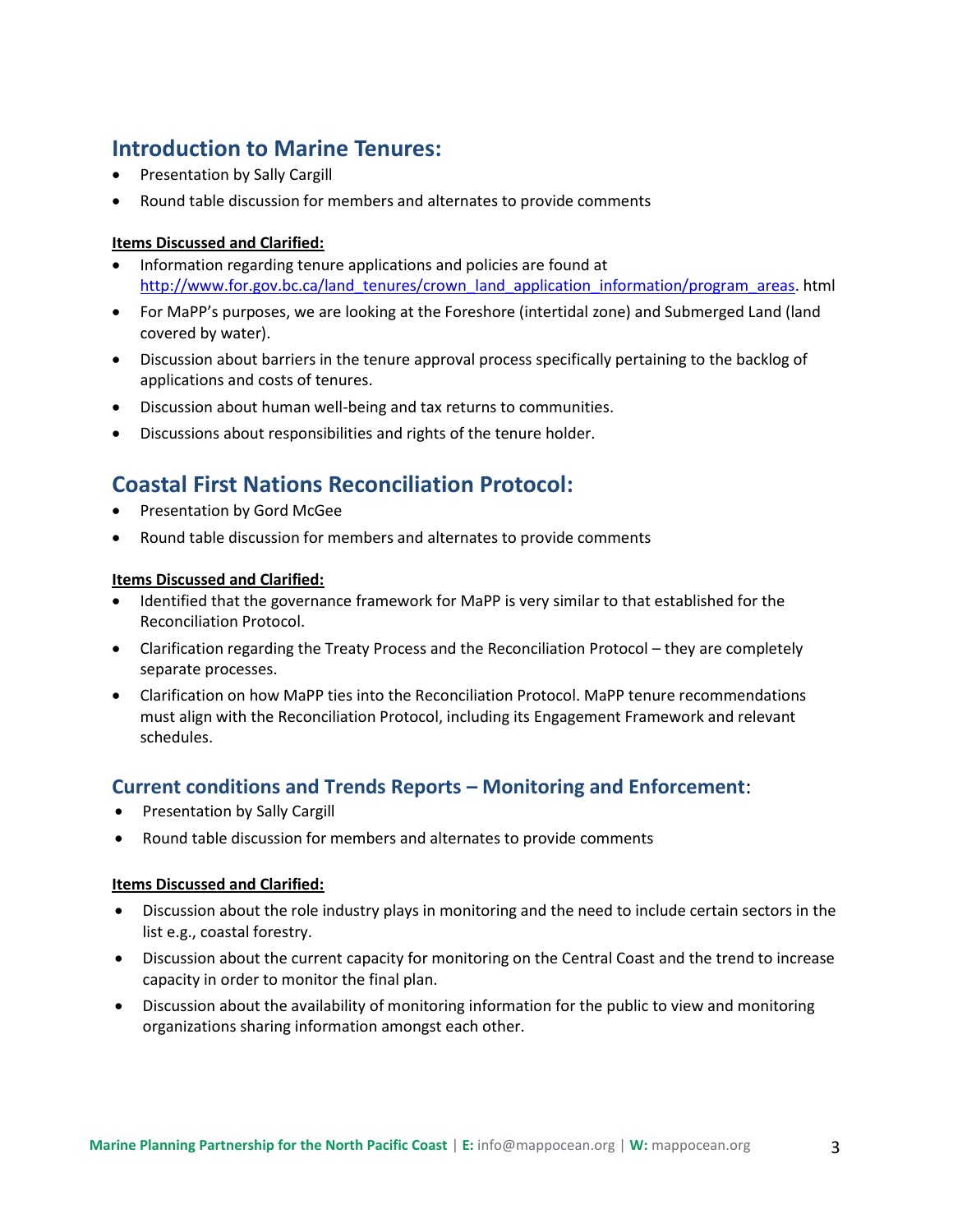## Introduction to Marine Tenures:

- Presentation by Sally Cargill
- Round table discussion for members and alternates to provide comments

**Items Discussed and Clarified:**

- Information regarding tenure applications and policies are found at http://www.for.gov.bc.ca/land_tenures/crown_land_application_information/program_areas. html
- For MaPP's purposes, we are looking at the Foreshore (intertidal zone) and Submerged Land (land covered by water).
- Discussion about barriers in the tenure approval process specifically pertaining to the backlog of applications and costs of tenures.
- Discussion about human well-being and tax returns to communities.
- Discussions about responsibilities and rights of the tenure holder.

## Coastal First Nations Reconciliation Protocol:

- Presentation by Gord McGee
- Round table discussion for members and alternates to provide comments

**Items Discussed and Clarified:**

- Identified that the governance framework for MaPP is very similar to that established for the Reconciliation Protocol.
- Clarification regarding the Treaty Process and the Reconciliation Protocol – they are completely separate processes.
- Clarification on how MaPP ties into the Reconciliation Protocol. MaPP tenure recommendations must align with the Reconciliation Protocol, including its Engagement Framework and relevant schedules.

### Current conditions and Trends Reports – Monitoring and Enforcement:

- Presentation by Sally Cargill
- Round table discussion for members and alternates to provide comments

**Items Discussed and Clarified:**

- Discussion about the role industry plays in monitoring and the need to include certain sectors in the list e.g., coastal forestry.
- Discussion about the current capacity for monitoring on the Central Coast and the trend to increase capacity in order to monitor the final plan.
- Discussion about the availability of monitoring information for the public to view and monitoring organizations sharing information amongst each other.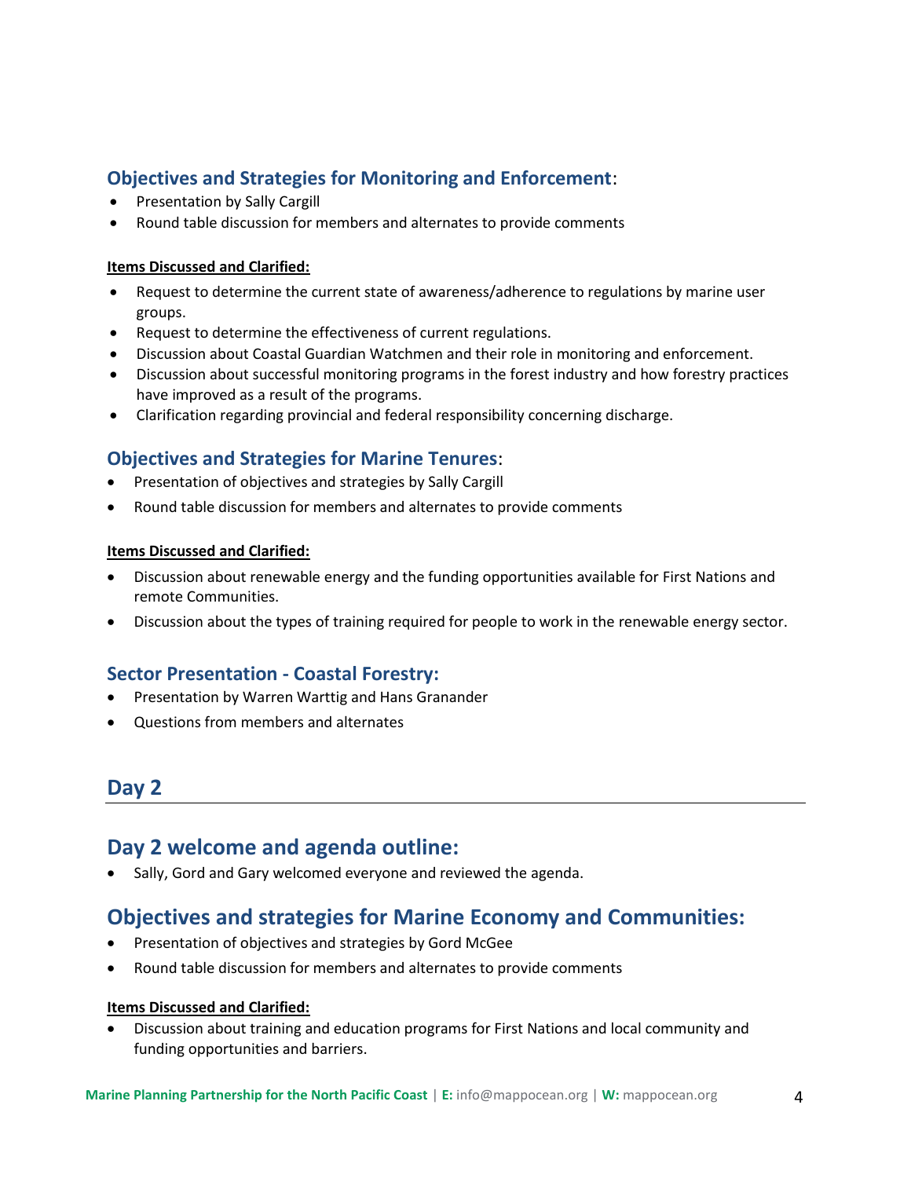### Objectives and Strategies for Monitoring and Enforcement:

- Presentation by Sally Cargill
- Round table discussion for members and alternates to provide comments

**Items Discussed and Clarified:**

- Request to determine the current state of awareness/adherence to regulations by marine user groups.
- Request to determine the effectiveness of current regulations.
- Discussion about Coastal Guardian Watchmen and their role in monitoring and enforcement.
- Discussion about successful monitoring programs in the forest industry and how forestry practices have improved as a result of the programs.
- Clarification regarding provincial and federal responsibility concerning discharge.

### Objectives and Strategies for Marine Tenures:

- Presentation of objectives and strategies by Sally Cargill
- Round table discussion for members and alternates to provide comments

**Items Discussed and Clarified:**

- Discussion about renewable energy and the funding opportunities available for First Nations and remote Communities.
- Discussion about the types of training required for people to work in the renewable energy sector.

### Sector Presentation - Coastal Forestry:

- Presentation by Warren Warttig and Hans Granander
- Questions from members and alternates

## Day 2

## Day 2 welcome and agenda outline:

- Sally, Gord and Gary welcomed everyone and reviewed the agenda.

## Objectives and strategies for Marine Economy and Communities:

- Presentation of objectives and strategies by Gord McGee
- Round table discussion for members and alternates to provide comments

**Items Discussed and Clarified:**

- Discussion about training and education programs for First Nations and local community and funding opportunities and barriers.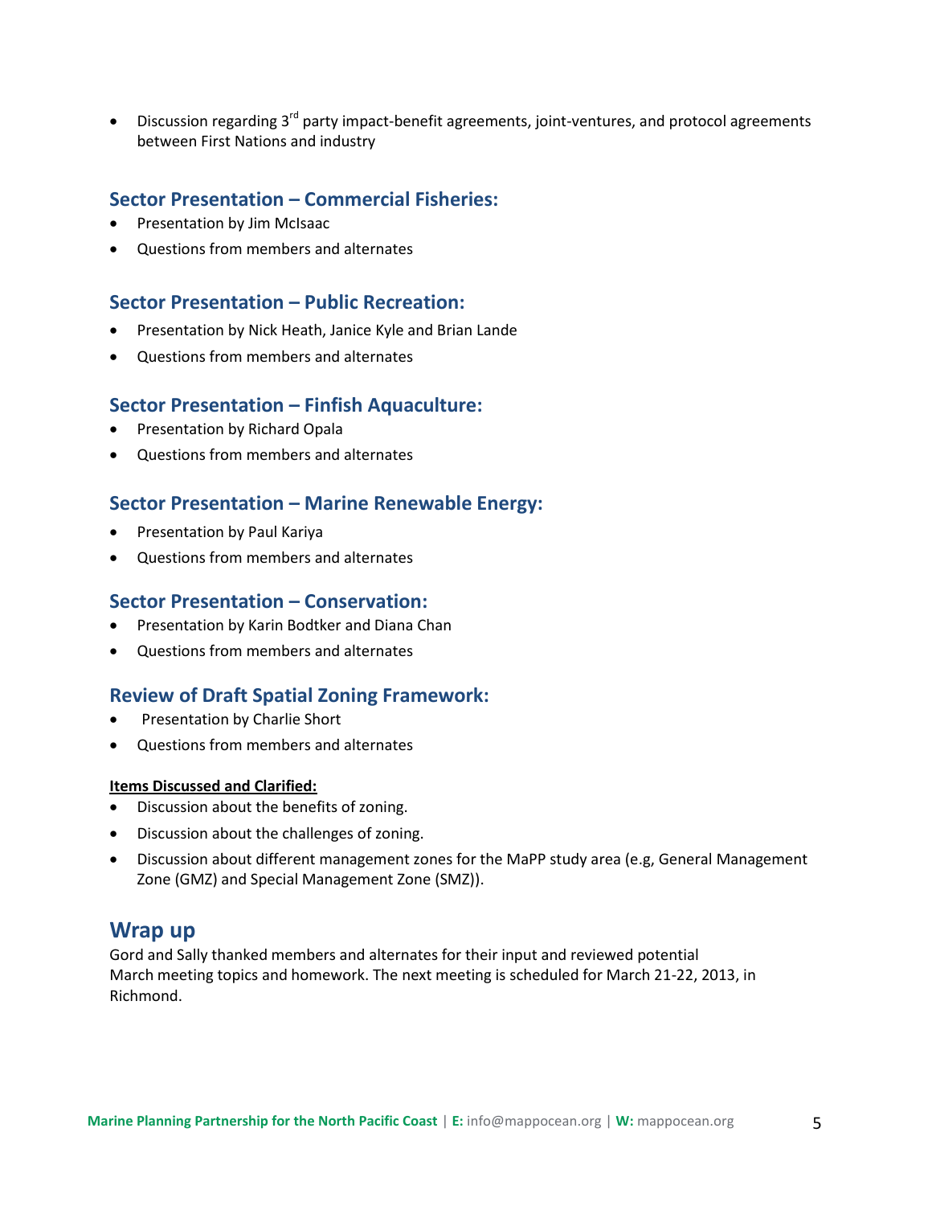- Discussion regarding 3rd party impact-benefit agreements, joint-ventures, and protocol agreements between First Nations and industry

### Sector Presentation – Commercial Fisheries:

- Presentation by Jim McIsaac
- Questions from members and alternates

### Sector Presentation – Public Recreation:

- Presentation by Nick Heath, Janice Kyle and Brian Lande
- Questions from members and alternates

### Sector Presentation – Finfish Aquaculture:

- Presentation by Richard Opala
- Questions from members and alternates

### Sector Presentation – Marine Renewable Energy:

- Presentation by Paul Kariya
- Questions from members and alternates

### Sector Presentation – Conservation:

- Presentation by Karin Bodtker and Diana Chan
- Questions from members and alternates

### Review of Draft Spatial Zoning Framework:

- Presentation by Charlie Short
- Questions from members and alternates

**Items Discussed and Clarified:**

- Discussion about the benefits of zoning.
- Discussion about the challenges of zoning.
- Discussion about different management zones for the MaPP study area (e.g, General Management Zone (GMZ) and Special Management Zone (SMZ)).

## Wrap up

Gord and Sally thanked members and alternates for their input and reviewed potential March meeting topics and homework. The next meeting is scheduled for March 21-22, 2013, in Richmond.